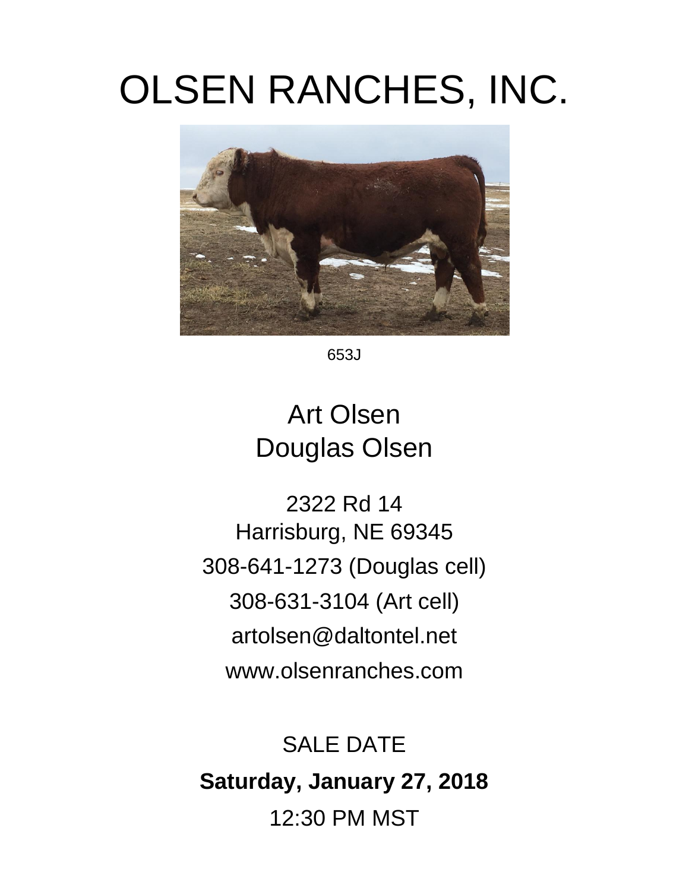# OLSEN RANCHES, INC.

653J

## Art Olsen
## Douglas Olsen

2322 Rd 14
Harrisburg, NE 69345
308-641-1273 (Douglas cell)
308-631-3104 (Art cell)
artolsen@daltontel.net
www.olsenranches.com

SALE DATE

**Saturday, January 27, 2018**

12:30 PM MST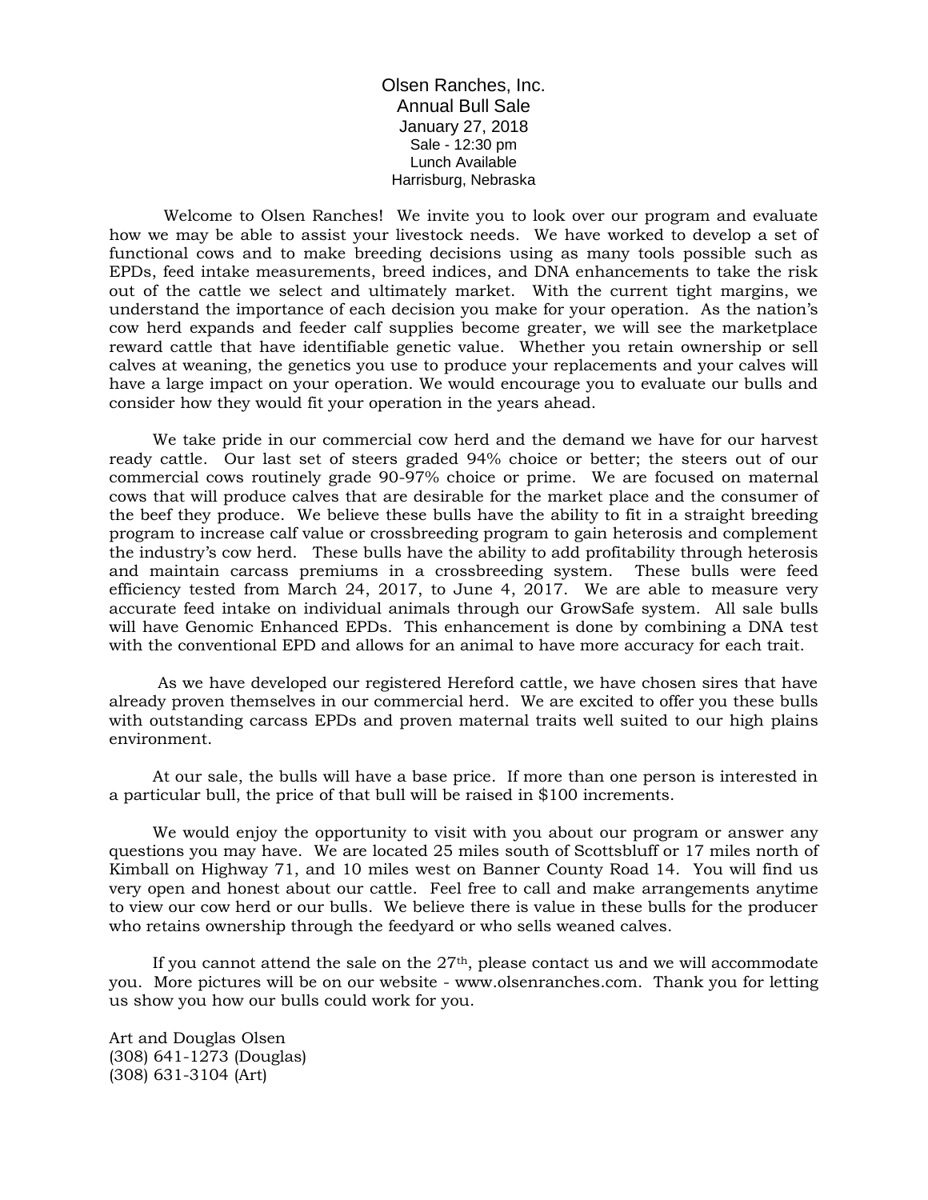# Olsen Ranches, Inc.

## Annual Bull Sale

### January 27, 2018

Sale - 12:30 pm

Lunch Available

Harrisburg, Nebraska

Welcome to Olsen Ranches! We invite you to look over our program and evaluate how we may be able to assist your livestock needs. We have worked to develop a set of functional cows and to make breeding decisions using as many tools possible such as EPDs, feed intake measurements, breed indices, and DNA enhancements to take the risk out of the cattle we select and ultimately market. With the current tight margins, we understand the importance of each decision you make for your operation. As the nation's cow herd expands and feeder calf supplies become greater, we will see the marketplace reward cattle that have identifiable genetic value. Whether you retain ownership or sell calves at weaning, the genetics you use to produce your replacements and your calves will have a large impact on your operation. We would encourage you to evaluate our bulls and consider how they would fit your operation in the years ahead.

We take pride in our commercial cow herd and the demand we have for our harvest ready cattle. Our last set of steers graded 94% choice or better; the steers out of our commercial cows routinely grade 90-97% choice or prime. We are focused on maternal cows that will produce calves that are desirable for the market place and the consumer of the beef they produce. We believe these bulls have the ability to fit in a straight breeding program to increase calf value or crossbreeding program to gain heterosis and complement the industry's cow herd. These bulls have the ability to add profitability through heterosis and maintain carcass premiums in a crossbreeding system. These bulls were feed efficiency tested from March 24, 2017, to June 4, 2017. We are able to measure very accurate feed intake on individual animals through our GrowSafe system. All sale bulls will have Genomic Enhanced EPDs. This enhancement is done by combining a DNA test with the conventional EPD and allows for an animal to have more accuracy for each trait.

As we have developed our registered Hereford cattle, we have chosen sires that have already proven themselves in our commercial herd. We are excited to offer you these bulls with outstanding carcass EPDs and proven maternal traits well suited to our high plains environment.

At our sale, the bulls will have a base price. If more than one person is interested in a particular bull, the price of that bull will be raised in $100 increments.

We would enjoy the opportunity to visit with you about our program or answer any questions you may have. We are located 25 miles south of Scottsbluff or 17 miles north of Kimball on Highway 71, and 10 miles west on Banner County Road 14. You will find us very open and honest about our cattle. Feel free to call and make arrangements anytime to view our cow herd or our bulls. We believe there is value in these bulls for the producer who retains ownership through the feedyard or who sells weaned calves.

If you cannot attend the sale on the 27th, please contact us and we will accommodate you. More pictures will be on our website - www.olsenranches.com. Thank you for letting us show you how our bulls could work for you.

Art and Douglas Olsen  
(308) 641-1273 (Douglas)  
(308) 631-3104 (Art)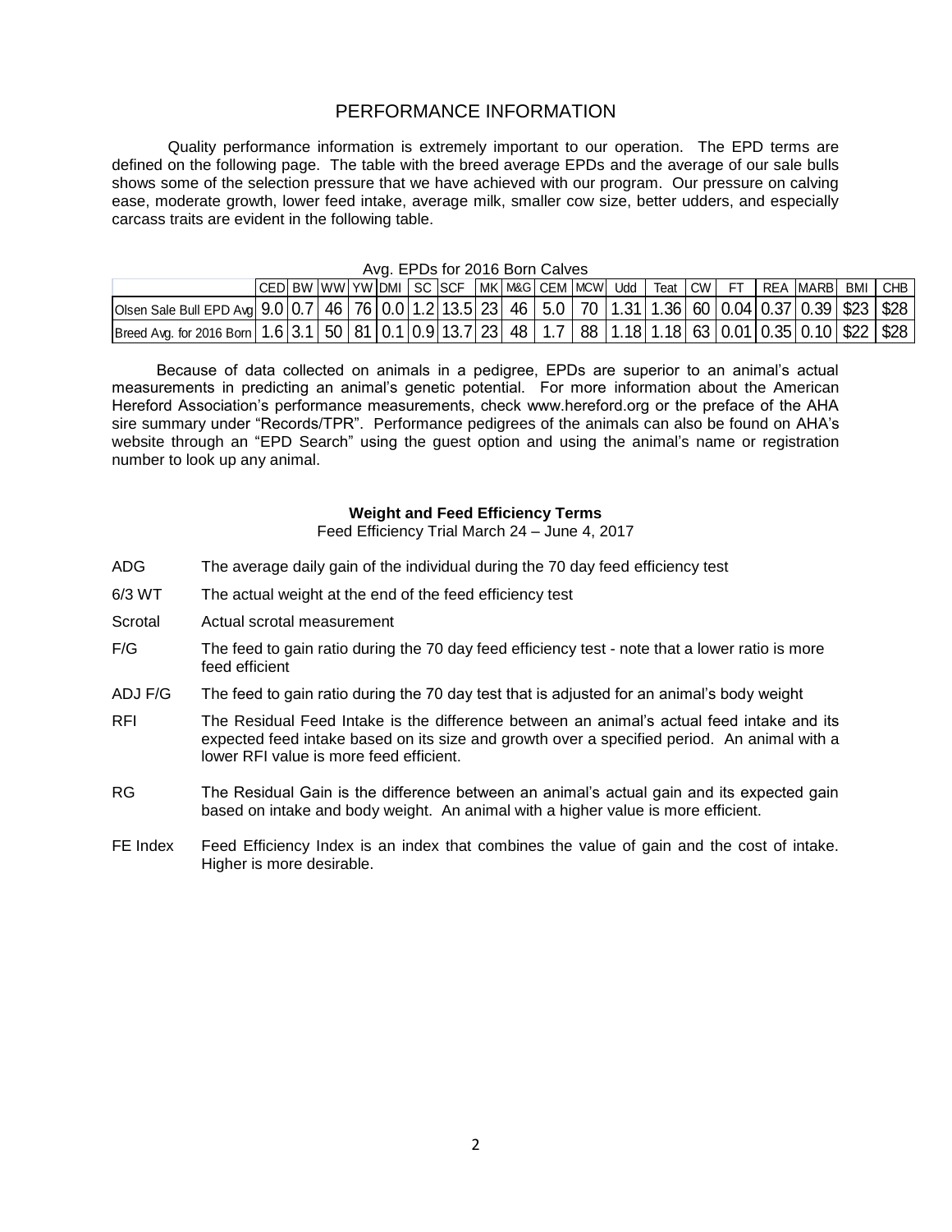# PERFORMANCE INFORMATION

Quality performance information is extremely important to our operation. The EPD terms are defined on the following page. The table with the breed average EPDs and the average of our sale bulls shows some of the selection pressure that we have achieved with our program. Our pressure on calving ease, moderate growth, lower feed intake, average milk, smaller cow size, better udders, and especially carcass traits are evident in the following table.

Avg. EPDs for 2016 Born Calves

| | CED | BW | WW | YW | DMI | SC | SCF | MK | M&G | CEM | MCW | Udd | Teat | CW | FT | REA | MARB | BMI | CHB |
|---|---|---|---|---|---|---|---|---|---|---|---|---|---|---|---|---|---|---|---|
| Olsen Sale Bull EPD Avg | 9.0 | 0.7 | 46 | 76 | 0.0 | 1.2 | 13.5 | 23 | 46 | 5.0 | 70 | 1.31 | 1.36 | 60 | 0.04 | 0.37 | 0.39 | $23 | $28 |
| Breed Avg. for 2016 Born | 1.6 | 3.1 | 50 | 81 | 0.1 | 0.9 | 13.7 | 23 | 48 | 1.7 | 88 | 1.18 | 1.18 | 63 | 0.01 | 0.35 | 0.10 | $22 | $28 |

Because of data collected on animals in a pedigree, EPDs are superior to an animal's actual measurements in predicting an animal's genetic potential. For more information about the American Hereford Association's performance measurements, check www.hereford.org or the preface of the AHA sire summary under "Records/TPR". Performance pedigrees of the animals can also be found on AHA's website through an "EPD Search" using the guest option and using the animal's name or registration number to look up any animal.

**Weight and Feed Efficiency Terms**

Feed Efficiency Trial March 24 – June 4, 2017

- **ADG** The average daily gain of the individual during the 70 day feed efficiency test
- **6/3 WT** The actual weight at the end of the feed efficiency test
- **Scrotal** Actual scrotal measurement
- **F/G** The feed to gain ratio during the 70 day feed efficiency test - note that a lower ratio is more feed efficient
- **ADJ F/G** The feed to gain ratio during the 70 day test that is adjusted for an animal's body weight
- **RFI** The Residual Feed Intake is the difference between an animal's actual feed intake and its expected feed intake based on its size and growth over a specified period. An animal with a lower RFI value is more feed efficient.
- **RG** The Residual Gain is the difference between an animal's actual gain and its expected gain based on intake and body weight. An animal with a higher value is more efficient.
- **FE Index** Feed Efficiency Index is an index that combines the value of gain and the cost of intake. Higher is more desirable.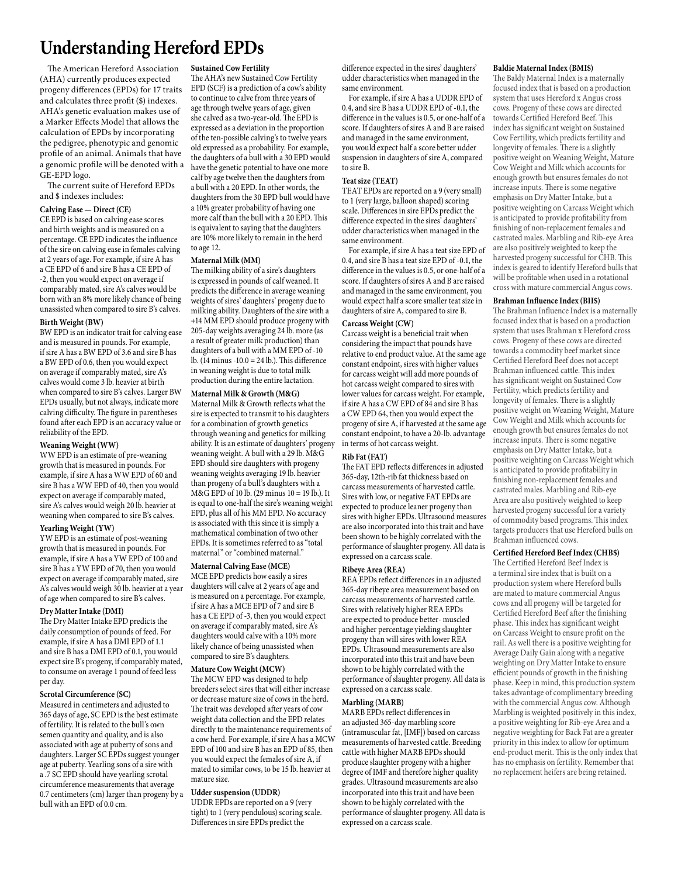# Understanding Hereford EPDs

The American Hereford Association (AHA) currently produces expected progeny differences (EPDs) for 17 traits and calculates three profit ($) indexes. AHA's genetic evaluation makes use of a Marker Effects Model that allows the calculation of EPDs by incorporating the pedigree, phenotypic and genomic profile of an animal. Animals that have a genomic profile will be denoted with a GE-EPD logo.

The current suite of Hereford EPDs and $ indexes includes:

**Calving Ease — Direct (CE)**
CE EPD is based on calving ease scores and birth weights and is measured on a percentage. CE EPD indicates the influence of the sire on calving ease in females calving at 2 years of age. For example, if sire A has a CE EPD of 6 and sire B has a CE EPD of -2, then you would expect on average if comparably mated, sire A's calves would be born with an 8% more likely chance of being unassisted when compared to sire B's calves.

**Birth Weight (BW)**
BW EPD is an indicator trait for calving ease and is measured in pounds. For example, if sire A has a BW EPD of 3.6 and sire B has a BW EPD of 0.6, then you would expect on average if comparably mated, sire A's calves would come 3 lb. heavier at birth when compared to sire B's calves. Larger BW EPDs usually, but not always, indicate more calving difficulty. The figure in parentheses found after each EPD is an accuracy value or reliability of the EPD.

**Weaning Weight (WW)**
WW EPD is an estimate of pre-weaning growth that is measured in pounds. For example, if sire A has a WW EPD of 60 and sire B has a WW EPD of 40, then you would expect on average if comparably mated, sire A's calves would weigh 20 lb. heavier at weaning when compared to sire B's calves.

**Yearling Weight (YW)**
YW EPD is an estimate of post-weaning growth that is measured in pounds. For example, if sire A has a YW EPD of 100 and sire B has a YW EPD of 70, then you would expect on average if comparably mated, sire A's calves would weigh 30 lb. heavier at a year of age when compared to sire B's calves.

**Dry Matter Intake (DMI)**
The Dry Matter Intake EPD predicts the daily consumption of pounds of feed. For example, if sire A has a DMI EPD of 1.1 and sire B has a DMI EPD of 0.1, you would expect sire B's progeny, if comparably mated, to consume on average 1 pound of feed less per day.

**Scrotal Circumference (SC)**
Measured in centimeters and adjusted to 365 days of age, SC EPD is the best estimate of fertility. It is related to the bull's own semen quantity and quality, and is also associated with age at puberty of sons and daughters. Larger SC EPDs suggest younger age at puberty. Yearling sons of a sire with a .7 SC EPD should have yearling scrotal circumference measurements that average 0.7 centimeters (cm) larger than progeny by a bull with an EPD of 0.0 cm.

**Sustained Cow Fertility**
The AHA's new Sustained Cow Fertility EPD (SCF) is a prediction of a cow's ability to continue to calve from three years of age through twelve years of age, given she calved as a two-year-old. The EPD is expressed as a deviation in the proportion of the ten-possible calving's to twelve years old expressed as a probability. For example, the daughters of a bull with a 30 EPD would have the genetic potential to have one more calf by age twelve then the daughters from a bull with a 20 EPD. In other words, the daughters from the 30 EPD bull would have a 10% greater probability of having one more calf than the bull with a 20 EPD. This is equivalent to saying that the daughters are 10% more likely to remain in the herd to age 12.

**Maternal Milk (MM)**
The milking ability of a sire's daughters is expressed in pounds of calf weaned. It predicts the difference in average weaning weights of sires' daughters' progeny due to milking ability. Daughters of the sire with a +14 MM EPD should produce progeny with 205-day weights averaging 24 lb. more (as a result of greater milk production) than daughters of a bull with a MM EPD of -10 lb. (14 minus -10.0 = 24 lb.). This difference in weaning weight is due to total milk production during the entire lactation.

**Maternal Milk & Growth (M&G)**
Maternal Milk & Growth reflects what the sire is expected to transmit to his daughters for a combination of growth genetics through weaning and genetics for milking ability. It is an estimate of daughters' progeny weaning weight. A bull with a 29 lb. M&G EPD should sire daughters with progeny weaning weights averaging 19 lb. heavier than progeny of a bull's daughters with a M&G EPD of 10 lb. (29 minus 10 = 19 lb.). It is equal to one-half the sire's weaning weight EPD, plus all of his MM EPD. No accuracy is associated with this since it is simply a mathematical combination of two other EPDs. It is sometimes referred to as "total maternal" or "combined maternal."

**Maternal Calving Ease (MCE)**
MCE EPD predicts how easily a sires daughters will calve at 2 years of age and is measured on a percentage. For example, if sire A has a MCE EPD of 7 and sire B has a CE EPD of -3, then you would expect on average if comparably mated, sire A's daughters would calve with a 10% more likely chance of being unassisted when compared to sire B's daughters.

**Mature Cow Weight (MCW)**
The MCW EPD was designed to help breeders select sires that will either increase or decrease mature size of cows in the herd. The trait was developed after years of cow weight data collection and the EPD relates directly to the maintenance requirements of a cow herd. For example, if sire A has a MCW EPD of 100 and sire B has an EPD of 85, then you would expect the females of sire A, if mated to similar cows, to be 15 lb. heavier at mature size.

**Udder suspension (UDDR)**
UDDR EPDs are reported on a 9 (very tight) to 1 (very pendulous) scoring scale. Differences in sire EPDs predict the difference expected in the sires' daughters' udder characteristics when managed in the same environment.

For example, if sire A has a UDDR EPD of 0.4, and sire B has a UDDR EPD of -0.1, the difference in the values is 0.5, or one-half of a score. If daughters of sires A and B are raised and managed in the same environment, you would expect half a score better udder suspension in daughters of sire A, compared to sire B.

**Teat size (TEAT)**
TEAT EPDs are reported on a 9 (very small) to 1 (very large, balloon shaped) scoring scale. Differences in sire EPDs predict the difference expected in the sires' daughters' udder characteristics when managed in the same environment.

For example, if sire A has a teat size EPD of 0.4, and sire B has a teat size EPD of -0.1, the difference in the values is 0.5, or one-half of a score. If daughters of sires A and B are raised and managed in the same environment, you would expect half a score smaller teat size in daughters of sire A, compared to sire B.

**Carcass Weight (CW)**
Carcass weight is a beneficial trait when considering the impact that pounds have relative to end product value. At the same age constant endpoint, sires with higher values for carcass weight will add more pounds of hot carcass weight compared to sires with lower values for carcass weight. For example, if sire A has a CW EPD of 84 and sire B has a CW EPD 64, then you would expect the progeny of sire A, if harvested at the same age constant endpoint, to have a 20-lb. advantage in terms of hot carcass weight.

**Rib Fat (FAT)**
The FAT EPD reflects differences in adjusted 365-day, 12th-rib fat thickness based on carcass measurements of harvested cattle. Sires with low, or negative FAT EPDs are expected to produce leaner progeny than sires with higher EPDs. Ultrasound measures are also incorporated into this trait and have been shown to be highly correlated with the performance of slaughter progeny. All data is expressed on a carcass scale.

**Ribeye Area (REA)**
REA EPDs reflect differences in an adjusted 365-day ribeye area measurement based on carcass measurements of harvested cattle. Sires with relatively higher REA EPDs are expected to produce better- muscled and higher percentage yielding slaughter progeny than will sires with lower REA EPDs. Ultrasound measurements are also incorporated into this trait and have been shown to be highly correlated with the performance of slaughter progeny. All data is expressed on a carcass scale.

**Marbling (MARB)**
MARB EPDs reflect differences in an adjusted 365-day marbling score (intramuscular fat, [IMF]) based on carcass measurements of harvested cattle. Breeding cattle with higher MARB EPDs should produce slaughter progeny with a higher degree of IMF and therefore higher quality grades. Ultrasound measurements are also incorporated into this trait and have been shown to be highly correlated with the performance of slaughter progeny. All data is expressed on a carcass scale.

**Baldie Maternal Index (BMI$)**
The Baldy Maternal Index is a maternally focused index that is based on a production system that uses Hereford x Angus cross cows. Progeny of these cows are directed towards Certified Hereford Beef. This index has significant weight on Sustained Cow Fertility, which predicts fertility and longevity of females. There is a slightly positive weight on Weaning Weight, Mature Cow Weight and Milk which accounts for enough growth but ensures females do not increase inputs. There is some negative emphasis on Dry Matter Intake, but a positive weighting on Carcass Weight which is anticipated to provide profitability from finishing of non-replacement females and castrated males. Marbling and Rib-eye Area are also positively weighted to keep the harvested progeny successful for CHB. This index is geared to identify Hereford bulls that will be profitable when used in a rotational cross with mature commercial Angus cows.

**Brahman Influence Index (BII$)**
The Brahman Influence Index is a maternally focused index that is based on a production system that uses Brahman x Hereford cross cows. Progeny of these cows are directed towards a commodity beef market since Certified Hereford Beef does not accept Brahman influenced cattle. This index has significant weight on Sustained Cow Fertility, which predicts fertility and longevity of females. There is a slightly positive weight on Weaning Weight, Mature Cow Weight and Milk which accounts for enough growth but ensures females do not increase inputs. There is some negative emphasis on Dry Matter Intake, but a positive weighting on Carcass Weight which is anticipated to provide profitability in finishing non-replacement females and castrated males. Marbling and Rib-eye Area are also positively weighted to keep harvested progeny successful for a variety of commodity based programs. This index targets producers that use Hereford bulls on Brahman influenced cows.

**Certified Hereford Beef Index (CHB$)**
The Certified Hereford Beef Index is a terminal sire index that is built on a production system where Hereford bulls are mated to mature commercial Angus cows and all progeny will be targeted for Certified Hereford Beef after the finishing phase. This index has significant weight on Carcass Weight to ensure profit on the rail. As well there is a positive weighting for Average Daily Gain along with a negative weighting on Dry Matter Intake to ensure efficient pounds of growth in the finishing phase. Keep in mind, this production system takes advantage of complimentary breeding with the commercial Angus cow. Although Marbling is weighted positively in this index, a positive weighting for Rib-eye Area and a negative weighting for Back Fat are a greater priority in this index to allow for optimum end-product merit. This is the only index that has no emphasis on fertility. Remember that no replacement heifers are being retained.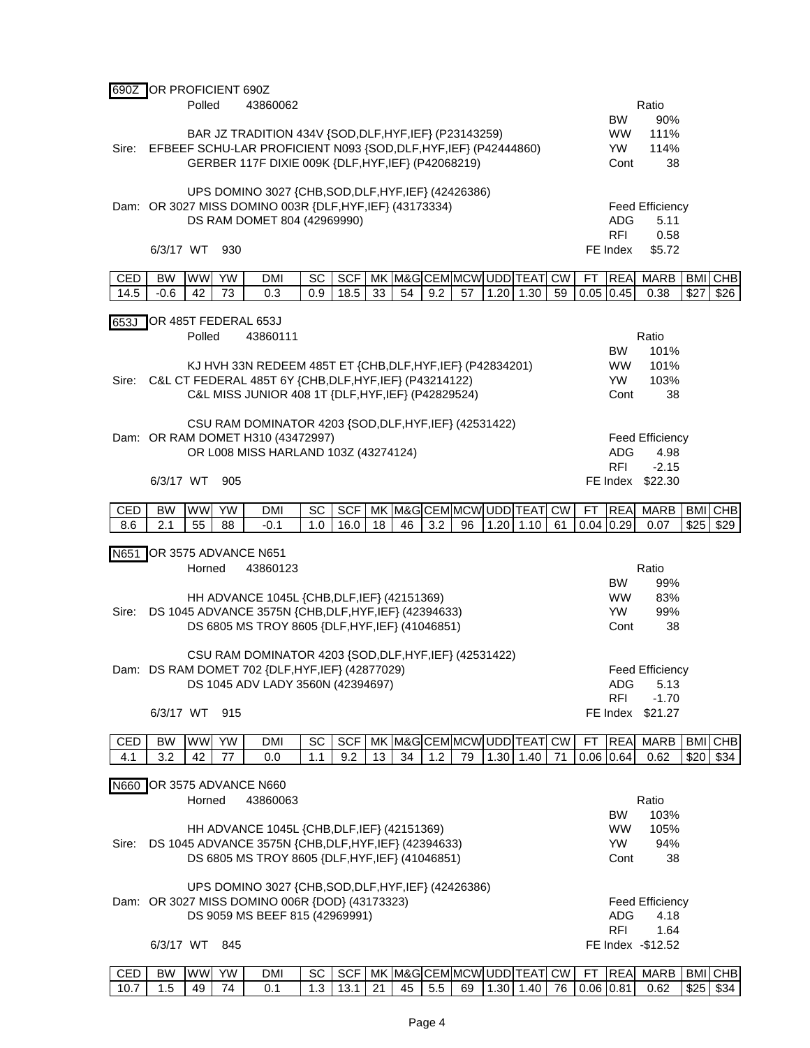## 690Z OR PROFICIENT 690Z

Polled 43860062

BAR JZ TRADITION 434V {SOD,DLF,HYF,IEF} (P23143259)
Sire: EFBEEF SCHU-LAR PROFICIENT N093 {SOD,DLF,HYF,IEF} (P42444860)
GERBER 117F DIXIE 009K {DLF,HYF,IEF} (P42068219)

UPS DOMINO 3027 {CHB,SOD,DLF,HYF,IEF} (42426386)
Dam: OR 3027 MISS DOMINO 003R {DLF,HYF,IEF} (43173334)
DS RAM DOMET 804 (42969990)

6/3/17 WT 930

| Ratio | |
|---|---|
| BW | 90% |
| WW | 111% |
| YW | 114% |
| Cont | 38 |

| Feed Efficiency | |
|---|---|
| ADG | 5.11 |
| RFI | 0.58 |
| FE Index | $5.72 |

| CED | BW | WW | YW | DMI | SC | SCF | MK | M&G | CEM | MCW | UDD | TEAT | CW | FT | REA | MARB | BMI | CHB |
|---|---|---|---|---|---|---|---|---|---|---|---|---|---|---|---|---|---|---|
| 14.5 | -0.6 | 42 | 73 | 0.3 | 0.9 | 18.5 | 33 | 54 | 9.2 | 57 | 1.20 | 1.30 | 59 | 0.05 | 0.45 | 0.38 | $27 | $26 |

## 653J OR 485T FEDERAL 653J

Polled 43860111

KJ HVH 33N REDEEM 485T ET {CHB,DLF,HYF,IEF} (P42834201)
Sire: C&L CT FEDERAL 485T 6Y {CHB,DLF,HYF,IEF} (P43214122)
C&L MISS JUNIOR 408 1T {DLF,HYF,IEF} (P42829524)

CSU RAM DOMINATOR 4203 {SOD,DLF,HYF,IEF} (42531422)
Dam: OR RAM DOMET H310 (43472997)
OR L008 MISS HARLAND 103Z (43274124)

6/3/17 WT 905

| Ratio | |
|---|---|
| BW | 101% |
| WW | 101% |
| YW | 103% |
| Cont | 38 |

| Feed Efficiency | |
|---|---|
| ADG | 4.98 |
| RFI | -2.15 |
| FE Index | $22.30 |

| CED | BW | WW | YW | DMI | SC | SCF | MK | M&G | CEM | MCW | UDD | TEAT | CW | FT | REA | MARB | BMI | CHB |
|---|---|---|---|---|---|---|---|---|---|---|---|---|---|---|---|---|---|---|
| 8.6 | 2.1 | 55 | 88 | -0.1 | 1.0 | 16.0 | 18 | 46 | 3.2 | 96 | 1.20 | 1.10 | 61 | 0.04 | 0.29 | 0.07 | $25 | $29 |

## N651 OR 3575 ADVANCE N651

Horned 43860123

HH ADVANCE 1045L {CHB,DLF,IEF} (42151369)
Sire: DS 1045 ADVANCE 3575N {CHB,DLF,HYF,IEF} (42394633)
DS 6805 MS TROY 8605 {DLF,HYF,IEF} (41046851)

CSU RAM DOMINATOR 4203 {SOD,DLF,HYF,IEF} (42531422)
Dam: DS RAM DOMET 702 {DLF,HYF,IEF} (42877029)
DS 1045 ADV LADY 3560N (42394697)

6/3/17 WT 915

| Ratio | |
|---|---|
| BW | 99% |
| WW | 83% |
| YW | 99% |
| Cont | 38 |

| Feed Efficiency | |
|---|---|
| ADG | 5.13 |
| RFI | -1.70 |
| FE Index | $21.27 |

| CED | BW | WW | YW | DMI | SC | SCF | MK | M&G | CEM | MCW | UDD | TEAT | CW | FT | REA | MARB | BMI | CHB |
|---|---|---|---|---|---|---|---|---|---|---|---|---|---|---|---|---|---|---|
| 4.1 | 3.2 | 42 | 77 | 0.0 | 1.1 | 9.2 | 13 | 34 | 1.2 | 79 | 1.30 | 1.40 | 71 | 0.06 | 0.64 | 0.62 | $20 | $34 |

## N660 OR 3575 ADVANCE N660

Horned 43860063

HH ADVANCE 1045L {CHB,DLF,IEF} (42151369)
Sire: DS 1045 ADVANCE 3575N {CHB,DLF,HYF,IEF} (42394633)
DS 6805 MS TROY 8605 {DLF,HYF,IEF} (41046851)

UPS DOMINO 3027 {CHB,SOD,DLF,HYF,IEF} (42426386)
Dam: OR 3027 MISS DOMINO 006R {DOD} (43173323)
DS 9059 MS BEEF 815 (42969991)

6/3/17 WT 845

| Ratio | |
|---|---|
| BW | 103% |
| WW | 105% |
| YW | 94% |
| Cont | 38 |

| Feed Efficiency | |
|---|---|
| ADG | 4.18 |
| RFI | 1.64 |
| FE Index | -$12.52 |

| CED | BW | WW | YW | DMI | SC | SCF | MK | M&G | CEM | MCW | UDD | TEAT | CW | FT | REA | MARB | BMI | CHB |
|---|---|---|---|---|---|---|---|---|---|---|---|---|---|---|---|---|---|---|
| 10.7 | 1.5 | 49 | 74 | 0.1 | 1.3 | 13.1 | 21 | 45 | 5.5 | 69 | 1.30 | 1.40 | 76 | 0.06 | 0.81 | 0.62 | $25 | $34 |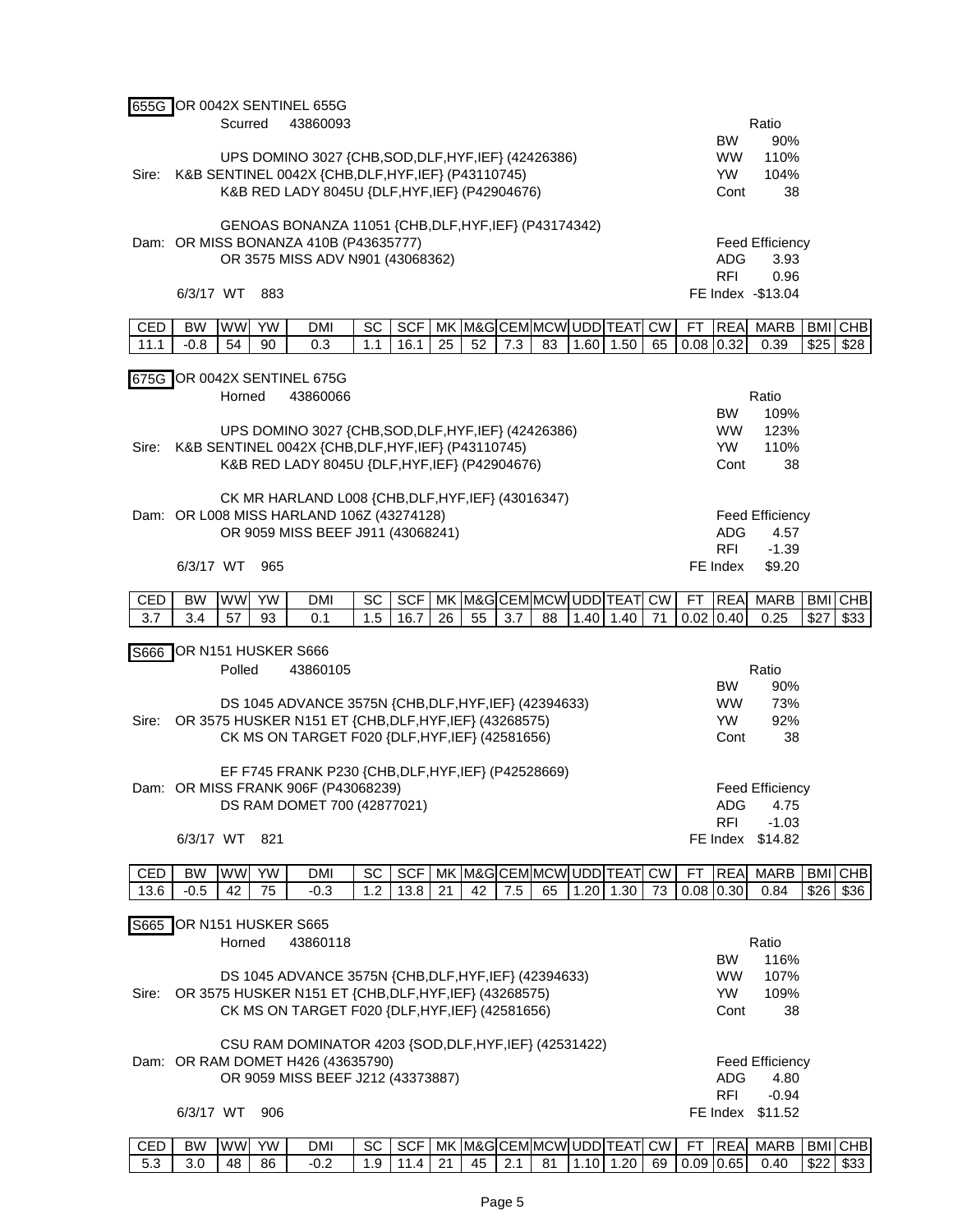**655G** OR 0042X SENTINEL 655G

Scurred 43860093

UPS DOMINO 3027 {CHB,SOD,DLF,HYF,IEF} (42426386)
Sire: K&B SENTINEL 0042X {CHB,DLF,HYF,IEF} (P43110745)
K&B RED LADY 8045U {DLF,HYF,IEF} (P42904676)

GENOAS BONANZA 11051 {CHB,DLF,HYF,IEF} (P43174342)
Dam: OR MISS BONANZA 410B (P43635777)
OR 3575 MISS ADV N901 (43068362)

6/3/17 WT 883

| Ratio | |
|---|---|
| BW | 90% |
| WW | 110% |
| YW | 104% |
| Cont | 38 |

| Feed Efficiency | |
|---|---|
| ADG | 3.93 |
| RFI | 0.96 |
| FE Index | -$13.04 |

| CED | BW | WW | YW | DMI | SC | SCF | MK | M&G | CEM | MCW | UDD | TEAT | CW | FT | REA | MARB | BMI | CHB |
|---|---|---|---|---|---|---|---|---|---|---|---|---|---|---|---|---|---|---|
| 11.1 | -0.8 | 54 | 90 | 0.3 | 1.1 | 16.1 | 25 | 52 | 7.3 | 83 | 1.60 | 1.50 | 65 | 0.08 | 0.32 | 0.39 | $25 | $28 |

**675G** OR 0042X SENTINEL 675G

Horned 43860066

UPS DOMINO 3027 {CHB,SOD,DLF,HYF,IEF} (42426386)
Sire: K&B SENTINEL 0042X {CHB,DLF,HYF,IEF} (P43110745)
K&B RED LADY 8045U {DLF,HYF,IEF} (P42904676)

CK MR HARLAND L008 {CHB,DLF,HYF,IEF} (43016347)
Dam: OR L008 MISS HARLAND 106Z (43274128)
OR 9059 MISS BEEF J911 (43068241)

6/3/17 WT 965

| Ratio | |
|---|---|
| BW | 109% |
| WW | 123% |
| YW | 110% |
| Cont | 38 |

| Feed Efficiency | |
|---|---|
| ADG | 4.57 |
| RFI | -1.39 |
| FE Index | $9.20 |

| CED | BW | WW | YW | DMI | SC | SCF | MK | M&G | CEM | MCW | UDD | TEAT | CW | FT | REA | MARB | BMI | CHB |
|---|---|---|---|---|---|---|---|---|---|---|---|---|---|---|---|---|---|---|
| 3.7 | 3.4 | 57 | 93 | 0.1 | 1.5 | 16.7 | 26 | 55 | 3.7 | 88 | 1.40 | 1.40 | 71 | 0.02 | 0.40 | 0.25 | $27 | $33 |

**S666** OR N151 HUSKER S666

Polled 43860105

DS 1045 ADVANCE 3575N {CHB,DLF,HYF,IEF} (42394633)
Sire: OR 3575 HUSKER N151 ET {CHB,DLF,HYF,IEF} (43268575)
CK MS ON TARGET F020 {DLF,HYF,IEF} (42581656)

EF F745 FRANK P230 {CHB,DLF,HYF,IEF} (P42528669)
Dam: OR MISS FRANK 906F (P43068239)
DS RAM DOMET 700 (42877021)

6/3/17 WT 821

| Ratio | |
|---|---|
| BW | 90% |
| WW | 73% |
| YW | 92% |
| Cont | 38 |

| Feed Efficiency | |
|---|---|
| ADG | 4.75 |
| RFI | -1.03 |
| FE Index | $14.82 |

| CED | BW | WW | YW | DMI | SC | SCF | MK | M&G | CEM | MCW | UDD | TEAT | CW | FT | REA | MARB | BMI | CHB |
|---|---|---|---|---|---|---|---|---|---|---|---|---|---|---|---|---|---|---|
| 13.6 | -0.5 | 42 | 75 | -0.3 | 1.2 | 13.8 | 21 | 42 | 7.5 | 65 | 1.20 | 1.30 | 73 | 0.08 | 0.30 | 0.84 | $26 | $36 |

**S665** OR N151 HUSKER S665

Horned 43860118

DS 1045 ADVANCE 3575N {CHB,DLF,HYF,IEF} (42394633)
Sire: OR 3575 HUSKER N151 ET {CHB,DLF,HYF,IEF} (43268575)
CK MS ON TARGET F020 {DLF,HYF,IEF} (42581656)

CSU RAM DOMINATOR 4203 {SOD,DLF,HYF,IEF} (42531422)
Dam: OR RAM DOMET H426 (43635790)
OR 9059 MISS BEEF J212 (43373887)

6/3/17 WT 906

| Ratio | |
|---|---|
| BW | 116% |
| WW | 107% |
| YW | 109% |
| Cont | 38 |

| Feed Efficiency | |
|---|---|
| ADG | 4.80 |
| RFI | -0.94 |
| FE Index | $11.52 |

| CED | BW | WW | YW | DMI | SC | SCF | MK | M&G | CEM | MCW | UDD | TEAT | CW | FT | REA | MARB | BMI | CHB |
|---|---|---|---|---|---|---|---|---|---|---|---|---|---|---|---|---|---|---|
| 5.3 | 3.0 | 48 | 86 | -0.2 | 1.9 | 11.4 | 21 | 45 | 2.1 | 81 | 1.10 | 1.20 | 69 | 0.09 | 0.65 | 0.40 | $22 | $33 |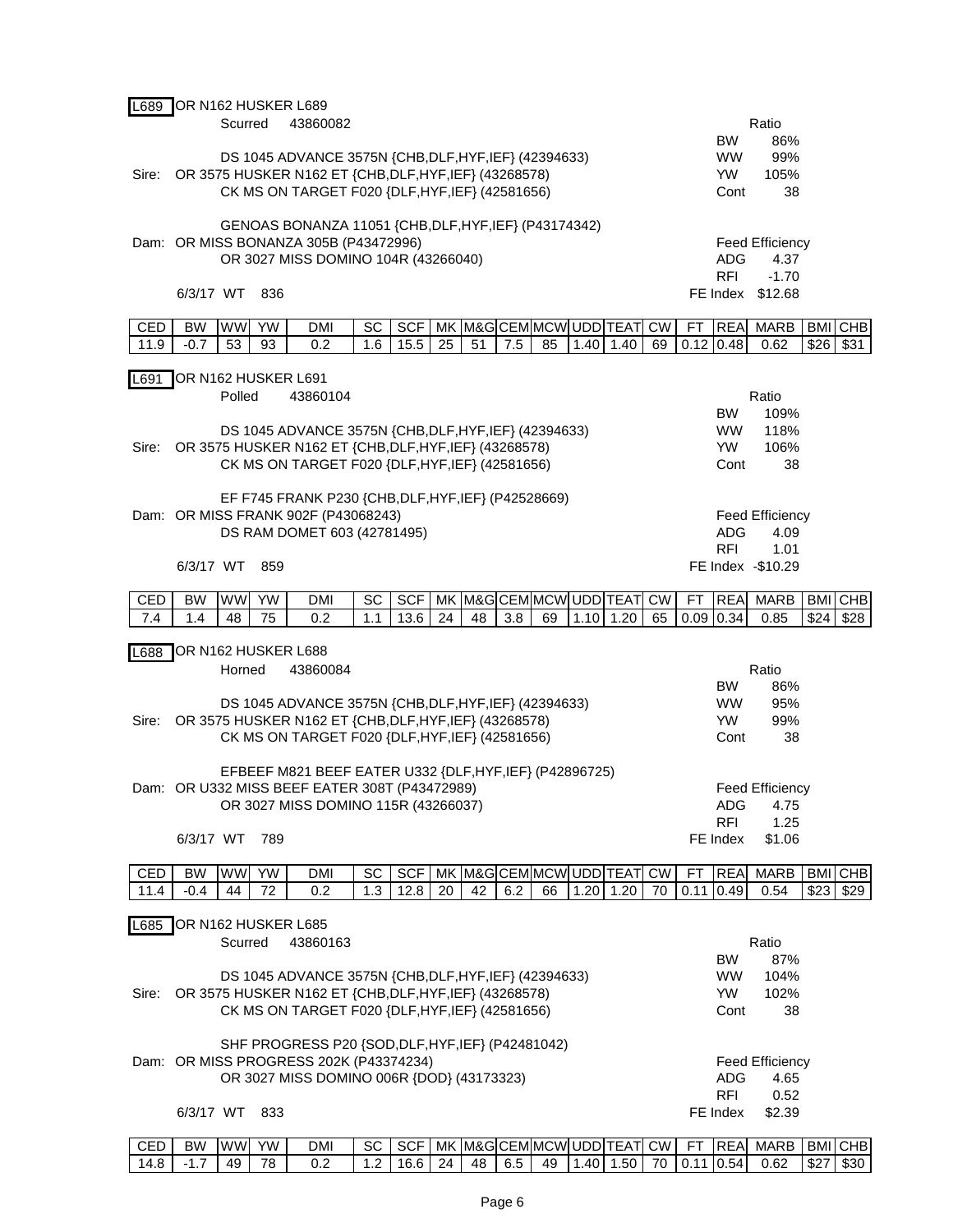**L689** OR N162 HUSKER L689

Scurred 43860082

DS 1045 ADVANCE 3575N {CHB,DLF,HYF,IEF} (42394633)
Sire: OR 3575 HUSKER N162 ET {CHB,DLF,HYF,IEF} (43268578)
CK MS ON TARGET F020 {DLF,HYF,IEF} (42581656)

GENOAS BONANZA 11051 {CHB,DLF,HYF,IEF} (P43174342)
Dam: OR MISS BONANZA 305B (P43472996)
OR 3027 MISS DOMINO 104R (43266040)

6/3/17 WT 836

| Ratio | |
|---|---|
| BW | 86% |
| WW | 99% |
| YW | 105% |
| Cont | 38 |

| Feed Efficiency | |
|---|---|
| ADG | 4.37 |
| RFI | -1.70 |
| FE Index | $12.68 |

| CED | BW | WW | YW | DMI | SC | SCF | MK | M&G | CEM | MCW | UDD | TEAT | CW | FT | REA | MARB | BMI | CHB |
|---|---|---|---|---|---|---|---|---|---|---|---|---|---|---|---|---|---|---|
| 11.9 | -0.7 | 53 | 93 | 0.2 | 1.6 | 15.5 | 25 | 51 | 7.5 | 85 | 1.40 | 1.40 | 69 | 0.12 | 0.48 | 0.62 | $26 | $31 |

**L691** OR N162 HUSKER L691

Polled 43860104

DS 1045 ADVANCE 3575N {CHB,DLF,HYF,IEF} (42394633)
Sire: OR 3575 HUSKER N162 ET {CHB,DLF,HYF,IEF} (43268578)
CK MS ON TARGET F020 {DLF,HYF,IEF} (42581656)

EF F745 FRANK P230 {CHB,DLF,HYF,IEF} (P42528669)
Dam: OR MISS FRANK 902F (P43068243)
DS RAM DOMET 603 (42781495)

6/3/17 WT 859

| Ratio | |
|---|---|
| BW | 109% |
| WW | 118% |
| YW | 106% |
| Cont | 38 |

| Feed Efficiency | |
|---|---|
| ADG | 4.09 |
| RFI | 1.01 |
| FE Index | -$10.29 |

| CED | BW | WW | YW | DMI | SC | SCF | MK | M&G | CEM | MCW | UDD | TEAT | CW | FT | REA | MARB | BMI | CHB |
|---|---|---|---|---|---|---|---|---|---|---|---|---|---|---|---|---|---|---|
| 7.4 | 1.4 | 48 | 75 | 0.2 | 1.1 | 13.6 | 24 | 48 | 3.8 | 69 | 1.10 | 1.20 | 65 | 0.09 | 0.34 | 0.85 | $24 | $28 |

**L688** OR N162 HUSKER L688

Horned 43860084

DS 1045 ADVANCE 3575N {CHB,DLF,HYF,IEF} (42394633)
Sire: OR 3575 HUSKER N162 ET {CHB,DLF,HYF,IEF} (43268578)
CK MS ON TARGET F020 {DLF,HYF,IEF} (42581656)

EFBEEF M821 BEEF EATER U332 {DLF,HYF,IEF} (P42896725)
Dam: OR U332 MISS BEEF EATER 308T (P43472989)
OR 3027 MISS DOMINO 115R (43266037)

6/3/17 WT 789

| Ratio | |
|---|---|
| BW | 86% |
| WW | 95% |
| YW | 99% |
| Cont | 38 |

| Feed Efficiency | |
|---|---|
| ADG | 4.75 |
| RFI | 1.25 |
| FE Index | $1.06 |

| CED | BW | WW | YW | DMI | SC | SCF | MK | M&G | CEM | MCW | UDD | TEAT | CW | FT | REA | MARB | BMI | CHB |
|---|---|---|---|---|---|---|---|---|---|---|---|---|---|---|---|---|---|---|
| 11.4 | -0.4 | 44 | 72 | 0.2 | 1.3 | 12.8 | 20 | 42 | 6.2 | 66 | 1.20 | 1.20 | 70 | 0.11 | 0.49 | 0.54 | $23 | $29 |

**L685** OR N162 HUSKER L685

Scurred 43860163

DS 1045 ADVANCE 3575N {CHB,DLF,HYF,IEF} (42394633)
Sire: OR 3575 HUSKER N162 ET {CHB,DLF,HYF,IEF} (43268578)
CK MS ON TARGET F020 {DLF,HYF,IEF} (42581656)

SHF PROGRESS P20 {SOD,DLF,HYF,IEF} (P42481042)
Dam: OR MISS PROGRESS 202K (P43374234)
OR 3027 MISS DOMINO 006R {DOD} (43173323)

6/3/17 WT 833

| Ratio | |
|---|---|
| BW | 87% |
| WW | 104% |
| YW | 102% |
| Cont | 38 |

| Feed Efficiency | |
|---|---|
| ADG | 4.65 |
| RFI | 0.52 |
| FE Index | $2.39 |

| CED | BW | WW | YW | DMI | SC | SCF | MK | M&G | CEM | MCW | UDD | TEAT | CW | FT | REA | MARB | BMI | CHB |
|---|---|---|---|---|---|---|---|---|---|---|---|---|---|---|---|---|---|---|
| 14.8 | -1.7 | 49 | 78 | 0.2 | 1.2 | 16.6 | 24 | 48 | 6.5 | 49 | 1.40 | 1.50 | 70 | 0.11 | 0.54 | 0.62 | $27 | $30 |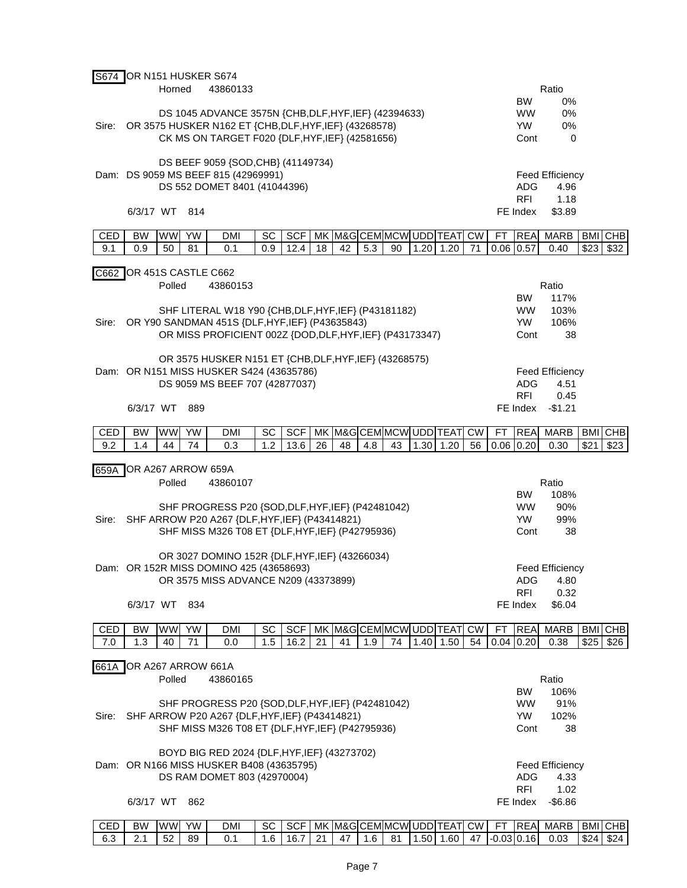**S674** OR N151 HUSKER S674

Horned 43860133

| | Ratio |
|---|---|
| BW | 0% |
| WW | 0% |
| YW | 0% |
| Cont | 0 |

DS 1045 ADVANCE 3575N {CHB,DLF,HYF,IEF} (42394633)
Sire: OR 3575 HUSKER N162 ET {CHB,DLF,HYF,IEF} (43268578)
CK MS ON TARGET F020 {DLF,HYF,IEF} (42581656)

DS BEEF 9059 {SOD,CHB} (41149734)
Dam: DS 9059 MS BEEF 815 (42969991)
DS 552 DOMET 8401 (41044396)

6/3/17 WT 814

| Feed Efficiency | |
|---|---|
| ADG | 4.96 |
| RFI | 1.18 |
| FE Index | $3.89 |

| CED | BW | WW | YW | DMI | SC | SCF | MK | M&G | CEM | MCW | UDD | TEAT | CW | FT | REA | MARB | BMI | CHB |
|---|---|---|---|---|---|---|---|---|---|---|---|---|---|---|---|---|---|---|
| 9.1 | 0.9 | 50 | 81 | 0.1 | 0.9 | 12.4 | 18 | 42 | 5.3 | 90 | 1.20 | 1.20 | 71 | 0.06 | 0.57 | 0.40 | $23 | $32 |

**C662** OR 451S CASTLE C662

Polled 43860153

| | Ratio |
|---|---|
| BW | 117% |
| WW | 103% |
| YW | 106% |
| Cont | 38 |

SHF LITERAL W18 Y90 {CHB,DLF,HYF,IEF} (P43181182)
Sire: OR Y90 SANDMAN 451S {DLF,HYF,IEF} (P43635843)
OR MISS PROFICIENT 002Z {DOD,DLF,HYF,IEF} (P43173347)

OR 3575 HUSKER N151 ET {CHB,DLF,HYF,IEF} (43268575)
Dam: OR N151 MISS HUSKER S424 (43635786)
DS 9059 MS BEEF 707 (42877037)

6/3/17 WT 889

| Feed Efficiency | |
|---|---|
| ADG | 4.51 |
| RFI | 0.45 |
| FE Index | -$1.21 |

| CED | BW | WW | YW | DMI | SC | SCF | MK | M&G | CEM | MCW | UDD | TEAT | CW | FT | REA | MARB | BMI | CHB |
|---|---|---|---|---|---|---|---|---|---|---|---|---|---|---|---|---|---|---|
| 9.2 | 1.4 | 44 | 74 | 0.3 | 1.2 | 13.6 | 26 | 48 | 4.8 | 43 | 1.30 | 1.20 | 56 | 0.06 | 0.20 | 0.30 | $21 | $23 |

**659A** OR A267 ARROW 659A

Polled 43860107

| | Ratio |
|---|---|
| BW | 108% |
| WW | 90% |
| YW | 99% |
| Cont | 38 |

SHF PROGRESS P20 {SOD,DLF,HYF,IEF} (P42481042)
Sire: SHF ARROW P20 A267 {DLF,HYF,IEF} (P43414821)
SHF MISS M326 T08 ET {DLF,HYF,IEF} (P42795936)

OR 3027 DOMINO 152R {DLF,HYF,IEF} (43266034)
Dam: OR 152R MISS DOMINO 425 (43658693)
OR 3575 MISS ADVANCE N209 (43373899)

6/3/17 WT 834

| Feed Efficiency | |
|---|---|
| ADG | 4.80 |
| RFI | 0.32 |
| FE Index | $6.04 |

| CED | BW | WW | YW | DMI | SC | SCF | MK | M&G | CEM | MCW | UDD | TEAT | CW | FT | REA | MARB | BMI | CHB |
|---|---|---|---|---|---|---|---|---|---|---|---|---|---|---|---|---|---|---|
| 7.0 | 1.3 | 40 | 71 | 0.0 | 1.5 | 16.2 | 21 | 41 | 1.9 | 74 | 1.40 | 1.50 | 54 | 0.04 | 0.20 | 0.38 | $25 | $26 |

**661A** OR A267 ARROW 661A

Polled 43860165

| | Ratio |
|---|---|
| BW | 106% |
| WW | 91% |
| YW | 102% |
| Cont | 38 |

SHF PROGRESS P20 {SOD,DLF,HYF,IEF} (P42481042)
Sire: SHF ARROW P20 A267 {DLF,HYF,IEF} (P43414821)
SHF MISS M326 T08 ET {DLF,HYF,IEF} (P42795936)

BOYD BIG RED 2024 {DLF,HYF,IEF} (43273702)
Dam: OR N166 MISS HUSKER B408 (43635795)
DS RAM DOMET 803 (42970004)

6/3/17 WT 862

| Feed Efficiency | |
|---|---|
| ADG | 4.33 |
| RFI | 1.02 |
| FE Index | -$6.86 |

| CED | BW | WW | YW | DMI | SC | SCF | MK | M&G | CEM | MCW | UDD | TEAT | CW | FT | REA | MARB | BMI | CHB |
|---|---|---|---|---|---|---|---|---|---|---|---|---|---|---|---|---|---|---|
| 6.3 | 2.1 | 52 | 89 | 0.1 | 1.6 | 16.7 | 21 | 47 | 1.6 | 81 | 1.50 | 1.60 | 47 | -0.03 | 0.16 | 0.03 | $24 | $24 |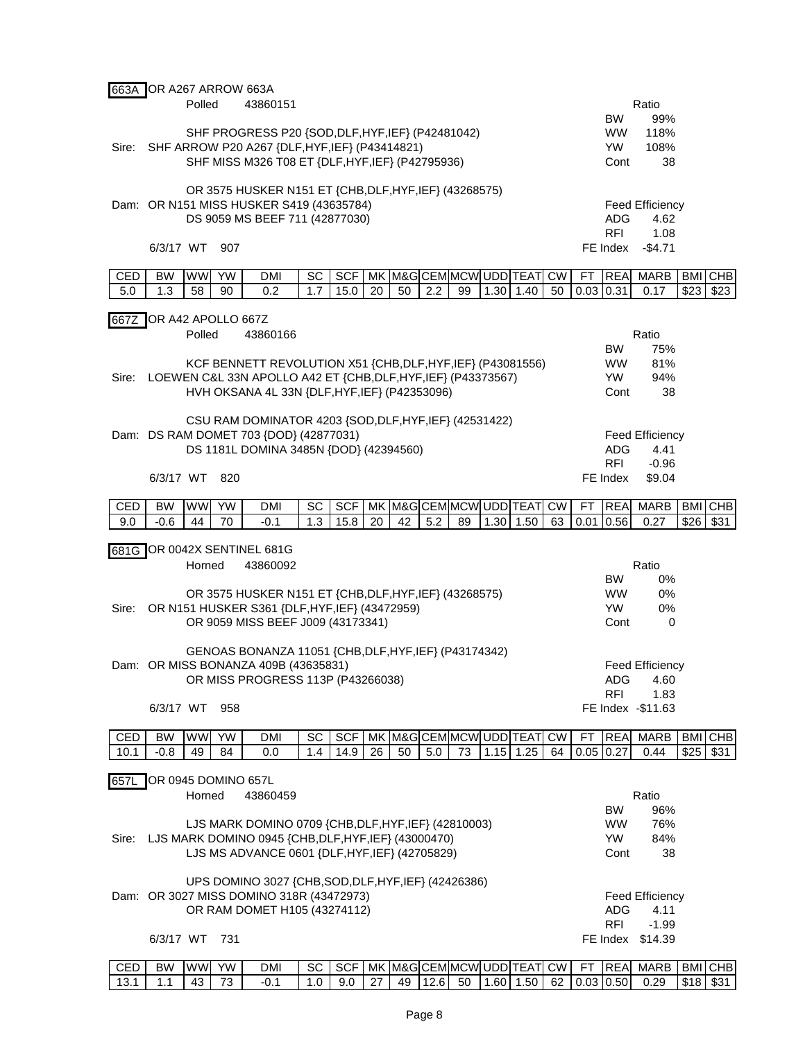**663A** OR A267 ARROW 663A

Polled 43860151

SHF PROGRESS P20 {SOD,DLF,HYF,IEF} (P42481042)
Sire: SHF ARROW P20 A267 {DLF,HYF,IEF} (P43414821)
SHF MISS M326 T08 ET {DLF,HYF,IEF} (P42795936)

OR 3575 HUSKER N151 ET {CHB,DLF,HYF,IEF} (43268575)
Dam: OR N151 MISS HUSKER S419 (43635784)
DS 9059 MS BEEF 711 (42877030)

6/3/17 WT 907

| Ratio | |
|---|---|
| BW | 99% |
| WW | 118% |
| YW | 108% |
| Cont | 38 |

| Feed Efficiency | |
|---|---|
| ADG | 4.62 |
| RFI | 1.08 |
| FE Index | -$4.71 |

| CED | BW | WW | YW | DMI | SC | SCF | MK | M&G | CEM | MCW | UDD | TEAT | CW | FT | REA | MARB | BMI | CHB |
|---|---|---|---|---|---|---|---|---|---|---|---|---|---|---|---|---|---|---|
| 5.0 | 1.3 | 58 | 90 | 0.2 | 1.7 | 15.0 | 20 | 50 | 2.2 | 99 | 1.30 | 1.40 | 50 | 0.03 | 0.31 | 0.17 | $23 | $23 |

**667Z** OR A42 APOLLO 667Z

Polled 43860166

KCF BENNETT REVOLUTION X51 {CHB,DLF,HYF,IEF} (P43081556)
Sire: LOEWEN C&L 33N APOLLO A42 ET {CHB,DLF,HYF,IEF} (P43373567)
HVH OKSANA 4L 33N {DLF,HYF,IEF} (P42353096)

CSU RAM DOMINATOR 4203 {SOD,DLF,HYF,IEF} (42531422)
Dam: DS RAM DOMET 703 {DOD} (42877031)
DS 1181L DOMINA 3485N {DOD} (42394560)

6/3/17 WT 820

| Ratio | |
|---|---|
| BW | 75% |
| WW | 81% |
| YW | 94% |
| Cont | 38 |

| Feed Efficiency | |
|---|---|
| ADG | 4.41 |
| RFI | -0.96 |
| FE Index | $9.04 |

| CED | BW | WW | YW | DMI | SC | SCF | MK | M&G | CEM | MCW | UDD | TEAT | CW | FT | REA | MARB | BMI | CHB |
|---|---|---|---|---|---|---|---|---|---|---|---|---|---|---|---|---|---|---|
| 9.0 | -0.6 | 44 | 70 | -0.1 | 1.3 | 15.8 | 20 | 42 | 5.2 | 89 | 1.30 | 1.50 | 63 | 0.01 | 0.56 | 0.27 | $26 | $31 |

**681G** OR 0042X SENTINEL 681G

Horned 43860092

OR 3575 HUSKER N151 ET {CHB,DLF,HYF,IEF} (43268575)
Sire: OR N151 HUSKER S361 {DLF,HYF,IEF} (43472959)
OR 9059 MISS BEEF J009 (43173341)

GENOAS BONANZA 11051 {CHB,DLF,HYF,IEF} (P43174342)
Dam: OR MISS BONANZA 409B (43635831)
OR MISS PROGRESS 113P (P43266038)

6/3/17 WT 958

| Ratio | |
|---|---|
| BW | 0% |
| WW | 0% |
| YW | 0% |
| Cont | 0 |

| Feed Efficiency | |
|---|---|
| ADG | 4.60 |
| RFI | 1.83 |
| FE Index | -$11.63 |

| CED | BW | WW | YW | DMI | SC | SCF | MK | M&G | CEM | MCW | UDD | TEAT | CW | FT | REA | MARB | BMI | CHB |
|---|---|---|---|---|---|---|---|---|---|---|---|---|---|---|---|---|---|---|
| 10.1 | -0.8 | 49 | 84 | 0.0 | 1.4 | 14.9 | 26 | 50 | 5.0 | 73 | 1.15 | 1.25 | 64 | 0.05 | 0.27 | 0.44 | $25 | $31 |

**657L** OR 0945 DOMINO 657L

Horned 43860459

LJS MARK DOMINO 0709 {CHB,DLF,HYF,IEF} (42810003)
Sire: LJS MARK DOMINO 0945 {CHB,DLF,HYF,IEF} (43000470)
LJS MS ADVANCE 0601 {DLF,HYF,IEF} (42705829)

UPS DOMINO 3027 {CHB,SOD,DLF,HYF,IEF} (42426386)
Dam: OR 3027 MISS DOMINO 318R (43472973)
OR RAM DOMET H105 (43274112)

6/3/17 WT 731

| Ratio | |
|---|---|
| BW | 96% |
| WW | 76% |
| YW | 84% |
| Cont | 38 |

| Feed Efficiency | |
|---|---|
| ADG | 4.11 |
| RFI | -1.99 |
| FE Index | $14.39 |

| CED | BW | WW | YW | DMI | SC | SCF | MK | M&G | CEM | MCW | UDD | TEAT | CW | FT | REA | MARB | BMI | CHB |
|---|---|---|---|---|---|---|---|---|---|---|---|---|---|---|---|---|---|---|
| 13.1 | 1.1 | 43 | 73 | -0.1 | 1.0 | 9.0 | 27 | 49 | 12.6 | 50 | 1.60 | 1.50 | 62 | 0.03 | 0.50 | 0.29 | $18 | $31 |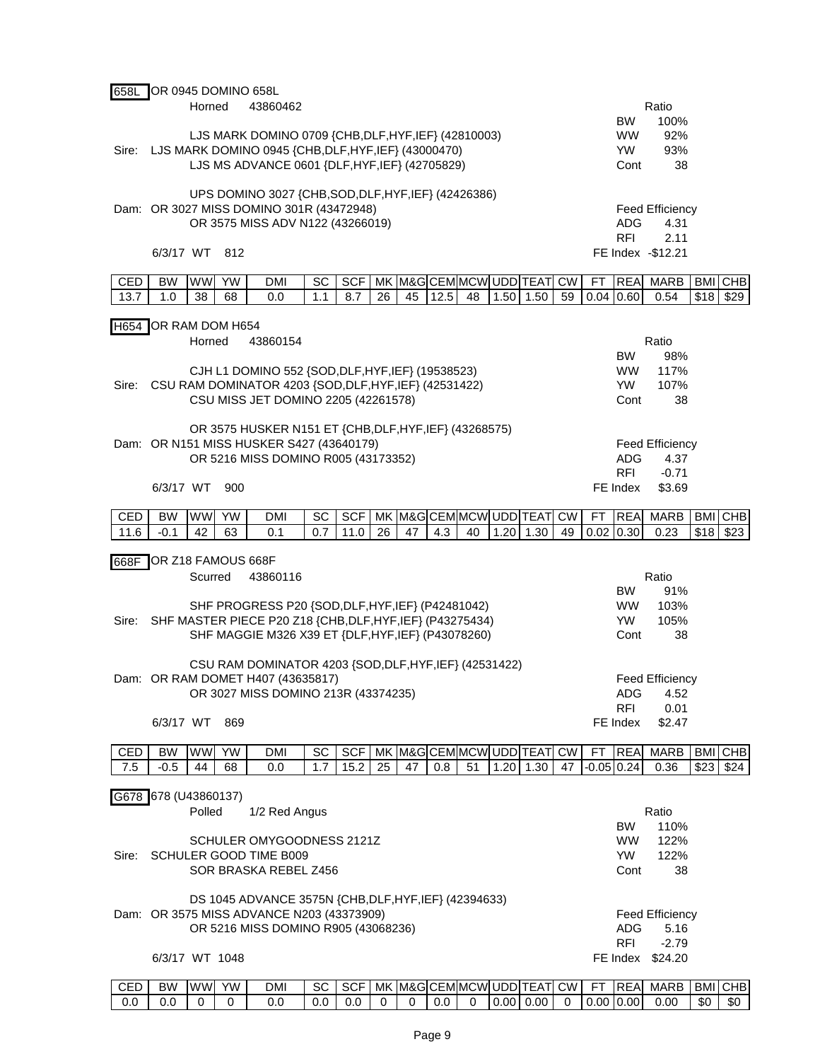**658L** OR 0945 DOMINO 658L

Horned 43860462

LJS MARK DOMINO 0709 {CHB,DLF,HYF,IEF} (42810003)
Sire: LJS MARK DOMINO 0945 {CHB,DLF,HYF,IEF} (43000470)
LJS MS ADVANCE 0601 {DLF,HYF,IEF} (42705829)

UPS DOMINO 3027 {CHB,SOD,DLF,HYF,IEF} (42426386)
Dam: OR 3027 MISS DOMINO 301R (43472948)
OR 3575 MISS ADV N122 (43266019)

6/3/17 WT 812

| Ratio | |
|---|---|
| BW | 100% |
| WW | 92% |
| YW | 93% |
| Cont | 38 |

| Feed Efficiency | |
|---|---|
| ADG | 4.31 |
| RFI | 2.11 |
| FE Index | -$12.21 |

| CED | BW | WW | YW | DMI | SC | SCF | MK | M&G | CEM | MCW | UDD | TEAT | CW | FT | REA | MARB | BMI | CHB |
|---|---|---|---|---|---|---|---|---|---|---|---|---|---|---|---|---|---|---|
| 13.7 | 1.0 | 38 | 68 | 0.0 | 1.1 | 8.7 | 26 | 45 | 12.5 | 48 | 1.50 | 1.50 | 59 | 0.04 | 0.60 | 0.54 | $18 | $29 |

**H654** OR RAM DOM H654

Horned 43860154

CJH L1 DOMINO 552 {SOD,DLF,HYF,IEF} (19538523)
Sire: CSU RAM DOMINATOR 4203 {SOD,DLF,HYF,IEF} (42531422)
CSU MISS JET DOMINO 2205 (42261578)

OR 3575 HUSKER N151 ET {CHB,DLF,HYF,IEF} (43268575)
Dam: OR N151 MISS HUSKER S427 (43640179)
OR 5216 MISS DOMINO R005 (43173352)

6/3/17 WT 900

| Ratio | |
|---|---|
| BW | 98% |
| WW | 117% |
| YW | 107% |
| Cont | 38 |

| Feed Efficiency | |
|---|---|
| ADG | 4.37 |
| RFI | -0.71 |
| FE Index | $3.69 |

| CED | BW | WW | YW | DMI | SC | SCF | MK | M&G | CEM | MCW | UDD | TEAT | CW | FT | REA | MARB | BMI | CHB |
|---|---|---|---|---|---|---|---|---|---|---|---|---|---|---|---|---|---|---|
| 11.6 | -0.1 | 42 | 63 | 0.1 | 0.7 | 11.0 | 26 | 47 | 4.3 | 40 | 1.20 | 1.30 | 49 | 0.02 | 0.30 | 0.23 | $18 | $23 |

**668F** OR Z18 FAMOUS 668F

Scurred 43860116

SHF PROGRESS P20 {SOD,DLF,HYF,IEF} (P42481042)
Sire: SHF MASTER PIECE P20 Z18 {CHB,DLF,HYF,IEF} (P43275434)
SHF MAGGIE M326 X39 ET {DLF,HYF,IEF} (P43078260)

CSU RAM DOMINATOR 4203 {SOD,DLF,HYF,IEF} (42531422)
Dam: OR RAM DOMET H407 (43635817)
OR 3027 MISS DOMINO 213R (43374235)

6/3/17 WT 869

| Ratio | |
|---|---|
| BW | 91% |
| WW | 103% |
| YW | 105% |
| Cont | 38 |

| Feed Efficiency | |
|---|---|
| ADG | 4.52 |
| RFI | 0.01 |
| FE Index | $2.47 |

| CED | BW | WW | YW | DMI | SC | SCF | MK | M&G | CEM | MCW | UDD | TEAT | CW | FT | REA | MARB | BMI | CHB |
|---|---|---|---|---|---|---|---|---|---|---|---|---|---|---|---|---|---|---|
| 7.5 | -0.5 | 44 | 68 | 0.0 | 1.7 | 15.2 | 25 | 47 | 0.8 | 51 | 1.20 | 1.30 | 47 | -0.05 | 0.24 | 0.36 | $23 | $24 |

**G678** 678 (U43860137)

Polled 1/2 Red Angus

SCHULER OMYGOODNESS 2121Z
Sire: SCHULER GOOD TIME B009
SOR BRASKA REBEL Z456

DS 1045 ADVANCE 3575N {CHB,DLF,HYF,IEF} (42394633)
Dam: OR 3575 MISS ADVANCE N203 (43373909)
OR 5216 MISS DOMINO R905 (43068236)

6/3/17 WT 1048

| Ratio | |
|---|---|
| BW | 110% |
| WW | 122% |
| YW | 122% |
| Cont | 38 |

| Feed Efficiency | |
|---|---|
| ADG | 5.16 |
| RFI | -2.79 |
| FE Index | $24.20 |

| CED | BW | WW | YW | DMI | SC | SCF | MK | M&G | CEM | MCW | UDD | TEAT | CW | FT | REA | MARB | BMI | CHB |
|---|---|---|---|---|---|---|---|---|---|---|---|---|---|---|---|---|---|---|
| 0.0 | 0.0 | 0 | 0 | 0.0 | 0.0 | 0.0 | 0 | 0 | 0.0 | 0 | 0.00 | 0.00 | 0 | 0.00 | 0.00 | 0.00 | $0 | $0 |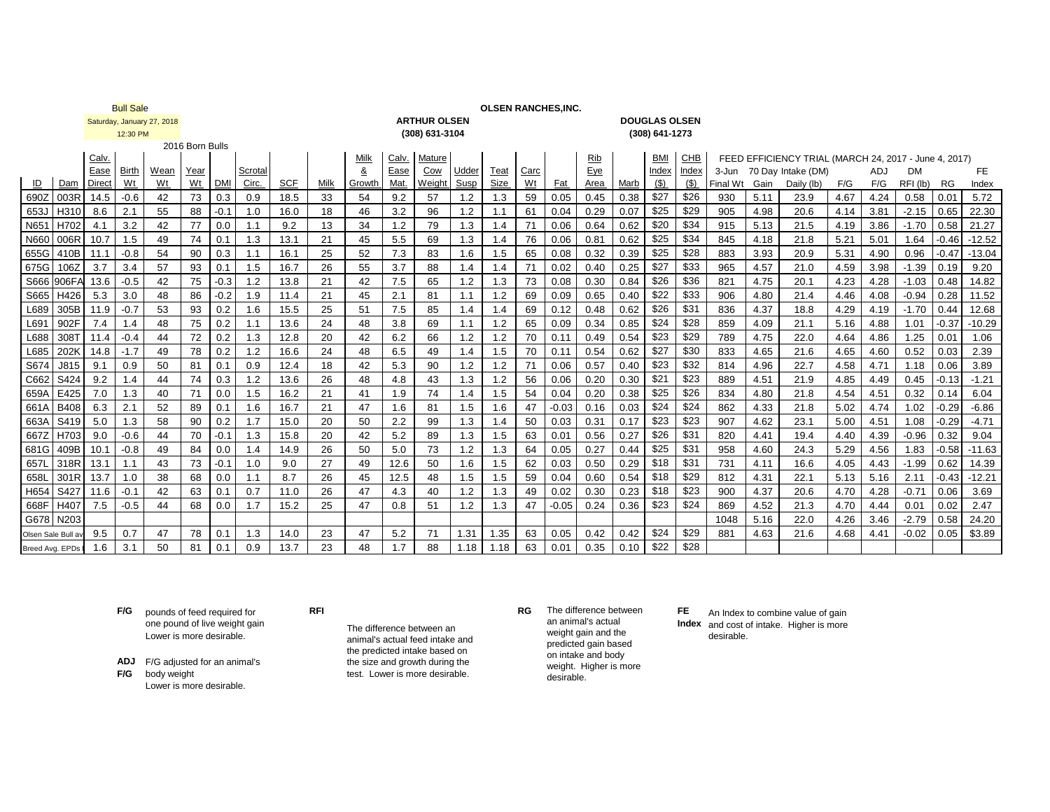Bull Sale

Saturday, January 27, 2018

12:30 PM

2016 Born Bulls

**OLSEN RANCHES,INC.**

**ARTHUR OLSEN**
**(308) 631-3104**

**DOUGLAS OLSEN**
**(308) 641-1273**

| | | Calv. Ease | Birth | Wean | Year | | Scrotal | | | Milk & | Calv. Ease | Mature Cow | Udder | Teat | Carc | | Rib Eye | | BMI Index | CHB Index | FEED EFFICIENCY TRIAL (MARCH 24, 2017 - June 4, 2017) | | | | | | | |
|---|---|---|---|---|---|---|---|---|---|---|---|---|---|---|---|---|---|---|---|---|---|---|---|---|---|---|---|---|
| ID | Dam | Direct | Wt | Wt | Wt | DMI | Circ. | SCF | Milk | Growth | Mat. | Weight | Susp | Size | Wt | Fat | Area | Marb | ($) | ($) | 3-Jun Final Wt | 70 Day Gain | Intake (DM) Daily (lb) | F/G | ADJ F/G | DM RFI (lb) | RG | FE Index |
| 690Z | 003R | 14.5 | -0.6 | 42 | 73 | 0.3 | 0.9 | 18.5 | 33 | 54 | 9.2 | 57 | 1.2 | 1.3 | 59 | 0.05 | 0.45 | 0.38 | $27 | $26 | 930 | 5.11 | 23.9 | 4.67 | 4.24 | 0.58 | 0.01 | 5.72 |
| 653J | H310 | 8.6 | 2.1 | 55 | 88 | -0.1 | 1.0 | 16.0 | 18 | 46 | 3.2 | 96 | 1.2 | 1.1 | 61 | 0.04 | 0.29 | 0.07 | $25 | $29 | 905 | 4.98 | 20.6 | 4.14 | 3.81 | -2.15 | 0.65 | 22.30 |
| N651 | H702 | 4.1 | 3.2 | 42 | 77 | 0.0 | 1.1 | 9.2 | 13 | 34 | 1.2 | 79 | 1.3 | 1.4 | 71 | 0.06 | 0.64 | 0.62 | $20 | $34 | 915 | 5.13 | 21.5 | 4.19 | 3.86 | -1.70 | 0.58 | 21.27 |
| N660 | 006R | 10.7 | 1.5 | 49 | 74 | 0.1 | 1.3 | 13.1 | 21 | 45 | 5.5 | 69 | 1.3 | 1.4 | 76 | 0.06 | 0.81 | 0.62 | $25 | $34 | 845 | 4.18 | 21.8 | 5.21 | 5.01 | 1.64 | -0.46 | -12.52 |
| 655G | 410B | 11.1 | -0.8 | 54 | 90 | 0.3 | 1.1 | 16.1 | 25 | 52 | 7.3 | 83 | 1.6 | 1.5 | 65 | 0.08 | 0.32 | 0.39 | $25 | $28 | 883 | 3.93 | 20.9 | 5.31 | 4.90 | 0.96 | -0.47 | -13.04 |
| 675G | 106Z | 3.7 | 3.4 | 57 | 93 | 0.1 | 1.5 | 16.7 | 26 | 55 | 3.7 | 88 | 1.4 | 1.4 | 71 | 0.02 | 0.40 | 0.25 | $27 | $33 | 965 | 4.57 | 21.0 | 4.59 | 3.98 | -1.39 | 0.19 | 9.20 |
| S666 | 906FA | 13.6 | -0.5 | 42 | 75 | -0.3 | 1.2 | 13.8 | 21 | 42 | 7.5 | 65 | 1.2 | 1.3 | 73 | 0.08 | 0.30 | 0.84 | $26 | $36 | 821 | 4.75 | 20.1 | 4.23 | 4.28 | -1.03 | 0.48 | 14.82 |
| S665 | H426 | 5.3 | 3.0 | 48 | 86 | -0.2 | 1.9 | 11.4 | 21 | 45 | 2.1 | 81 | 1.1 | 1.2 | 69 | 0.09 | 0.65 | 0.40 | $22 | $33 | 906 | 4.80 | 21.4 | 4.46 | 4.08 | -0.94 | 0.28 | 11.52 |
| L689 | 305B | 11.9 | -0.7 | 53 | 93 | 0.2 | 1.6 | 15.5 | 25 | 51 | 7.5 | 85 | 1.4 | 1.4 | 69 | 0.12 | 0.48 | 0.62 | $26 | $31 | 836 | 4.37 | 18.8 | 4.29 | 4.19 | -1.70 | 0.44 | 12.68 |
| L691 | 902F | 7.4 | 1.4 | 48 | 75 | 0.2 | 1.1 | 13.6 | 24 | 48 | 3.8 | 69 | 1.1 | 1.2 | 65 | 0.09 | 0.34 | 0.85 | $24 | $28 | 859 | 4.09 | 21.1 | 5.16 | 4.88 | 1.01 | -0.37 | -10.29 |
| L688 | 308T | 11.4 | -0.4 | 44 | 72 | 0.2 | 1.3 | 12.8 | 20 | 42 | 6.2 | 66 | 1.2 | 1.3 | 70 | 0.11 | 0.49 | 0.54 | $23 | $29 | 789 | 4.75 | 22.0 | 4.64 | 4.86 | 1.25 | 0.01 | 1.06 |
| L685 | 202K | 14.8 | -1.7 | 49 | 78 | 0.2 | 1.2 | 16.6 | 24 | 48 | 6.5 | 49 | 1.4 | 1.5 | 70 | 0.11 | 0.54 | 0.62 | $27 | $30 | 833 | 4.65 | 21.6 | 4.65 | 4.60 | 0.52 | 0.03 | 2.39 |
| S674 | J815 | 9.1 | 0.9 | 50 | 81 | 0.1 | 0.9 | 12.4 | 18 | 42 | 5.3 | 90 | 1.2 | 1.2 | 71 | 0.06 | 0.57 | 0.40 | $23 | $32 | 814 | 4.96 | 22.7 | 4.58 | 4.71 | 1.18 | 0.06 | 3.89 |
| C662 | S424 | 9.2 | 1.4 | 44 | 74 | 0.3 | 1.2 | 13.6 | 26 | 48 | 4.8 | 43 | 1.3 | 1.2 | 56 | 0.06 | 0.20 | 0.30 | $21 | $23 | 889 | 4.51 | 21.9 | 4.85 | 4.49 | 0.45 | -0.13 | -1.21 |
| 659A | E425 | 7.0 | 1.3 | 40 | 71 | 0.0 | 1.5 | 16.2 | 21 | 41 | 1.9 | 74 | 1.4 | 1.5 | 54 | 0.04 | 0.20 | 0.38 | $25 | $26 | 834 | 4.80 | 21.8 | 4.54 | 4.51 | 0.32 | 0.14 | 6.04 |
| 661A | B408 | 6.3 | 2.1 | 52 | 89 | 0.1 | 1.6 | 16.7 | 21 | 47 | 1.6 | 81 | 1.5 | 1.6 | 47 | -0.03 | 0.16 | 0.03 | $24 | $24 | 862 | 4.33 | 21.8 | 5.02 | 4.74 | 1.02 | -0.29 | -6.86 |
| 663A | S419 | 5.0 | 1.3 | 58 | 90 | 0.2 | 1.7 | 15.0 | 20 | 50 | 2.2 | 99 | 1.3 | 1.4 | 50 | 0.03 | 0.31 | 0.17 | $23 | $23 | 907 | 4.62 | 23.1 | 5.00 | 4.51 | 1.08 | -0.29 | -4.71 |
| 667Z | H703 | 9.0 | -0.6 | 44 | 70 | -0.1 | 1.3 | 15.8 | 20 | 42 | 5.2 | 89 | 1.3 | 1.5 | 63 | 0.01 | 0.56 | 0.27 | $26 | $31 | 820 | 4.41 | 19.4 | 4.40 | 4.39 | -0.96 | 0.32 | 9.04 |
| 681G | 409B | 10.1 | -0.8 | 49 | 84 | 0.0 | 1.4 | 14.9 | 26 | 50 | 5.0 | 73 | 1.2 | 1.3 | 64 | 0.05 | 0.27 | 0.44 | $25 | $31 | 958 | 4.60 | 24.3 | 5.29 | 4.56 | 1.83 | -0.58 | -11.63 |
| 657L | 318R | 13.1 | 1.1 | 43 | 73 | -0.1 | 1.0 | 9.0 | 27 | 49 | 12.6 | 50 | 1.6 | 1.5 | 62 | 0.03 | 0.50 | 0.29 | $18 | $31 | 731 | 4.11 | 16.6 | 4.05 | 4.43 | -1.99 | 0.62 | 14.39 |
| 658L | 301R | 13.7 | 1.0 | 38 | 68 | 0.0 | 1.1 | 8.7 | 26 | 45 | 12.5 | 48 | 1.5 | 1.5 | 59 | 0.04 | 0.60 | 0.54 | $18 | $29 | 812 | 4.31 | 22.1 | 5.13 | 5.16 | 2.11 | -0.43 | -12.21 |
| H654 | S427 | 11.6 | -0.1 | 42 | 63 | 0.1 | 0.7 | 11.0 | 26 | 47 | 4.3 | 40 | 1.2 | 1.3 | 49 | 0.02 | 0.30 | 0.23 | $18 | $23 | 900 | 4.37 | 20.6 | 4.70 | 4.28 | -0.71 | 0.06 | 3.69 |
| 668F | H407 | 7.5 | -0.5 | 44 | 68 | 0.0 | 1.7 | 15.2 | 25 | 47 | 0.8 | 51 | 1.2 | 1.3 | 47 | -0.05 | 0.24 | 0.36 | $23 | $24 | 869 | 4.52 | 21.3 | 4.70 | 4.44 | 0.01 | 0.02 | 2.47 |
| G678 | N203 | | | | | | | | | | | | | | | | | | | | 1048 | 5.16 | 22.0 | 4.26 | 3.46 | -2.79 | 0.58 | 24.20 |
| Olsen Sale Bull av | | 9.5 | 0.7 | 47 | 78 | 0.1 | 1.3 | 14.0 | 23 | 47 | 5.2 | 71 | 1.31 | 1.35 | 63 | 0.05 | 0.42 | 0.42 | $24 | $29 | 881 | 4.63 | 21.6 | 4.68 | 4.41 | -0.02 | 0.05 | $3.89 |
| Breed Avg. EPDs | | 1.6 | 3.1 | 50 | 81 | 0.1 | 0.9 | 13.7 | 23 | 48 | 1.7 | 88 | 1.18 | 1.18 | 63 | 0.01 | 0.35 | 0.10 | $22 | $28 | | | | | | | | |

**F/G** pounds of feed required for one pound of live weight gain Lower is more desirable.

**ADJ F/G** F/G adjusted for an animal's body weight Lower is more desirable.

**RFI** The difference between an animal's actual feed intake and the predicted intake based on the size and growth during the test. Lower is more desirable.

**RG** The difference between an animal's actual weight gain and the predicted gain based on intake and body weight. Higher is more desirable.

**FE Index** An Index to combine value of gain and cost of intake. Higher is more desirable.